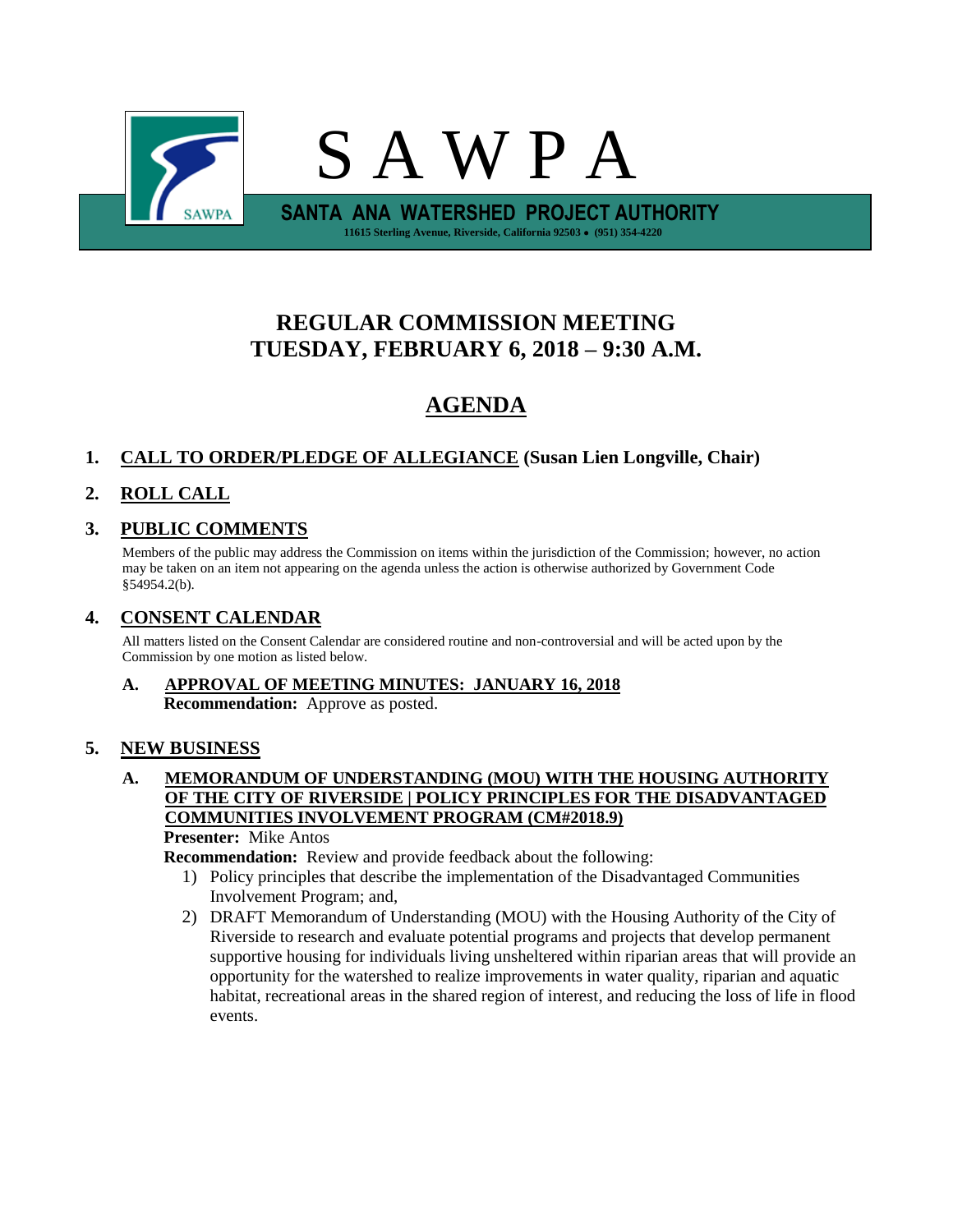# S A W P A

**SANTA ANA WATERSHED PROJECT AUTHORITY**

**11615 Sterling Avenue, Riverside, California 92503 • (951) 354-4220**

## REGULAR COMMISSION MEETING
## TUESDAY, FEBRUARY 6, 2018 – 9:30 A.M.

## AGENDA

### 1. CALL TO ORDER/PLEDGE OF ALLEGIANCE (Susan Lien Longville, Chair)

### 2. ROLL CALL

### 3. PUBLIC COMMENTS

Members of the public may address the Commission on items within the jurisdiction of the Commission; however, no action may be taken on an item not appearing on the agenda unless the action is otherwise authorized by Government Code §54954.2(b).

### 4. CONSENT CALENDAR

All matters listed on the Consent Calendar are considered routine and non-controversial and will be acted upon by the Commission by one motion as listed below.

**A. APPROVAL OF MEETING MINUTES: JANUARY 16, 2018**
**Recommendation:** Approve as posted.

### 5. NEW BUSINESS

**A. MEMORANDUM OF UNDERSTANDING (MOU) WITH THE HOUSING AUTHORITY OF THE CITY OF RIVERSIDE | POLICY PRINCIPLES FOR THE DISADVANTAGED COMMUNITIES INVOLVEMENT PROGRAM (CM#2018.9)**
**Presenter:** Mike Antos
**Recommendation:** Review and provide feedback about the following:

1) Policy principles that describe the implementation of the Disadvantaged Communities Involvement Program; and,
2) DRAFT Memorandum of Understanding (MOU) with the Housing Authority of the City of Riverside to research and evaluate potential programs and projects that develop permanent supportive housing for individuals living unsheltered within riparian areas that will provide an opportunity for the watershed to realize improvements in water quality, riparian and aquatic habitat, recreational areas in the shared region of interest, and reducing the loss of life in flood events.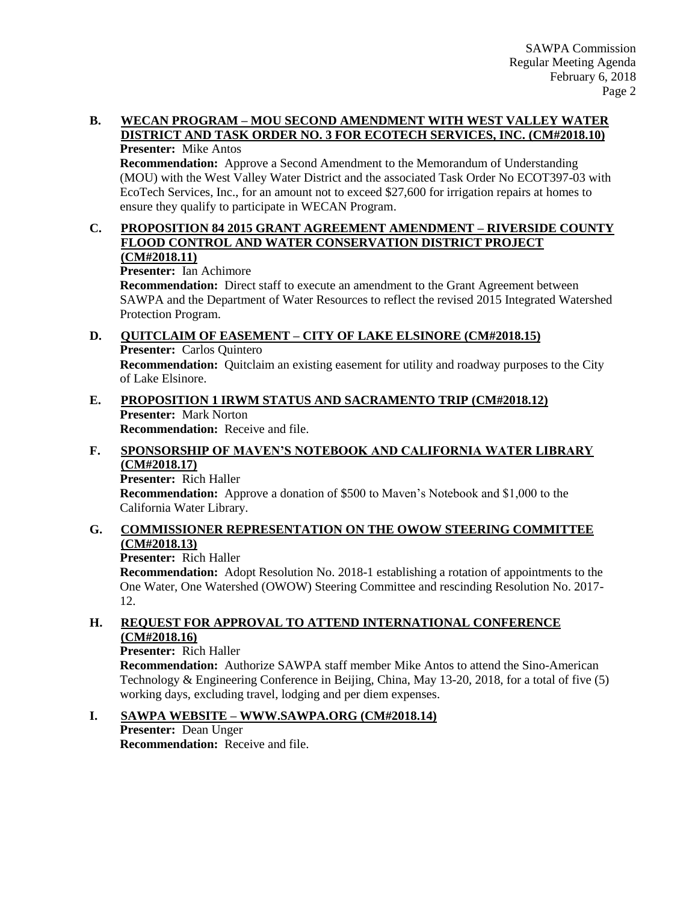**B. WECAN PROGRAM – MOU SECOND AMENDMENT WITH WEST VALLEY WATER DISTRICT AND TASK ORDER NO. 3 FOR ECOTECH SERVICES, INC. (CM#2018.10)**

**Presenter:** Mike Antos

**Recommendation:** Approve a Second Amendment to the Memorandum of Understanding (MOU) with the West Valley Water District and the associated Task Order No ECOT397-03 with EcoTech Services, Inc., for an amount not to exceed $27,600 for irrigation repairs at homes to ensure they qualify to participate in WECAN Program.

**C. PROPOSITION 84 2015 GRANT AGREEMENT AMENDMENT – RIVERSIDE COUNTY FLOOD CONTROL AND WATER CONSERVATION DISTRICT PROJECT (CM#2018.11)**

**Presenter:** Ian Achimore

**Recommendation:** Direct staff to execute an amendment to the Grant Agreement between SAWPA and the Department of Water Resources to reflect the revised 2015 Integrated Watershed Protection Program.

**D. QUITCLAIM OF EASEMENT – CITY OF LAKE ELSINORE (CM#2018.15)**

**Presenter:** Carlos Quintero

**Recommendation:** Quitclaim an existing easement for utility and roadway purposes to the City of Lake Elsinore.

**E. PROPOSITION 1 IRWM STATUS AND SACRAMENTO TRIP (CM#2018.12)**

**Presenter:** Mark Norton

**Recommendation:** Receive and file.

**F. SPONSORSHIP OF MAVEN'S NOTEBOOK AND CALIFORNIA WATER LIBRARY (CM#2018.17)**

**Presenter:** Rich Haller

**Recommendation:** Approve a donation of $500 to Maven's Notebook and $1,000 to the California Water Library.

**G. COMMISSIONER REPRESENTATION ON THE OWOW STEERING COMMITTEE (CM#2018.13)**

**Presenter:** Rich Haller

**Recommendation:** Adopt Resolution No. 2018-1 establishing a rotation of appointments to the One Water, One Watershed (OWOW) Steering Committee and rescinding Resolution No. 2017-12.

**H. REQUEST FOR APPROVAL TO ATTEND INTERNATIONAL CONFERENCE (CM#2018.16)**

**Presenter:** Rich Haller

**Recommendation:** Authorize SAWPA staff member Mike Antos to attend the Sino-American Technology & Engineering Conference in Beijing, China, May 13-20, 2018, for a total of five (5) working days, excluding travel, lodging and per diem expenses.

**I. SAWPA WEBSITE – WWW.SAWPA.ORG (CM#2018.14)**

**Presenter:** Dean Unger

**Recommendation:** Receive and file.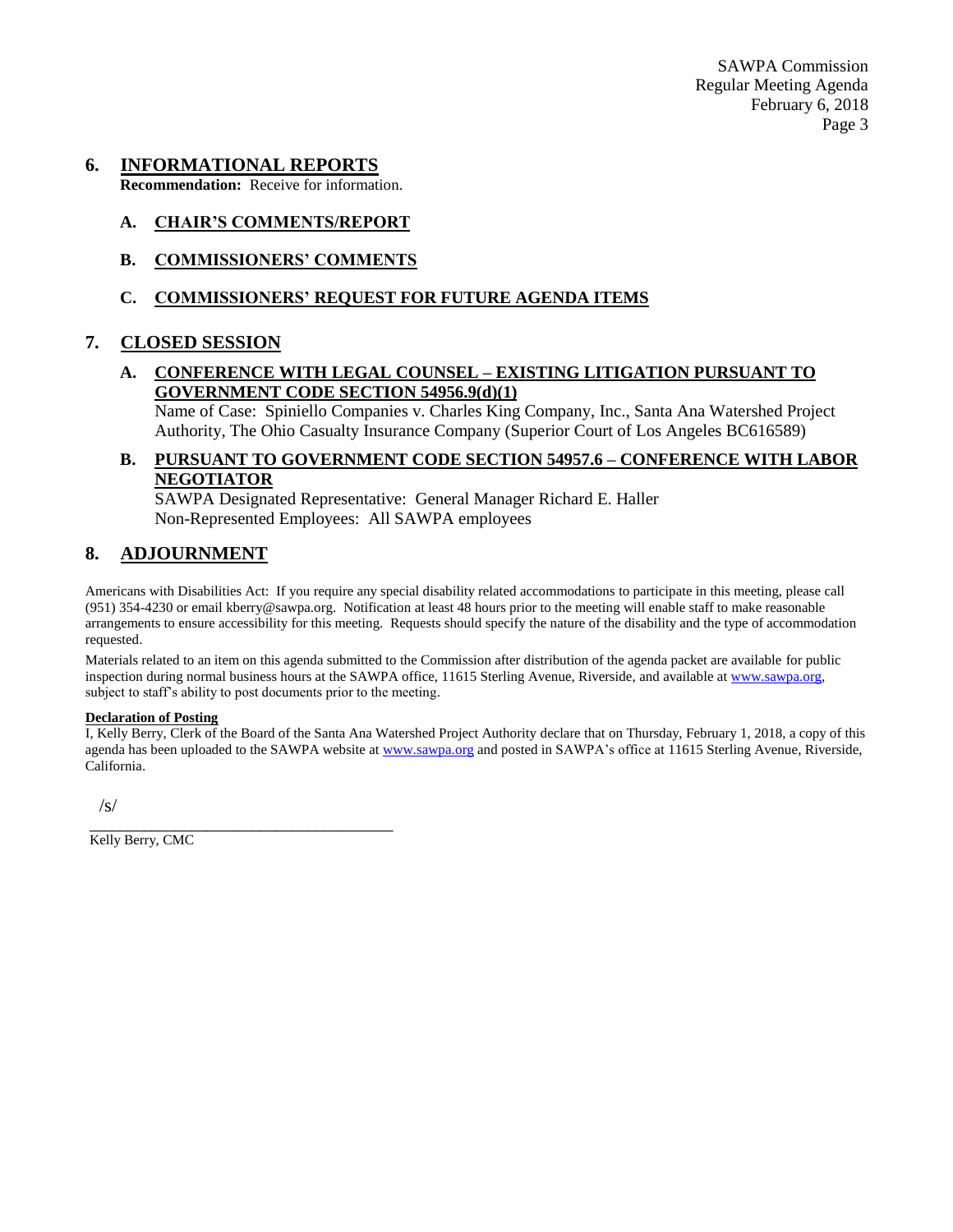## 6. INFORMATIONAL REPORTS

**Recommendation:** Receive for information.

### A. CHAIR'S COMMENTS/REPORT

### B. COMMISSIONERS' COMMENTS

### C. COMMISSIONERS' REQUEST FOR FUTURE AGENDA ITEMS

## 7. CLOSED SESSION

### A. CONFERENCE WITH LEGAL COUNSEL – EXISTING LITIGATION PURSUANT TO GOVERNMENT CODE SECTION 54956.9(d)(1)

Name of Case: Spiniello Companies v. Charles King Company, Inc., Santa Ana Watershed Project Authority, The Ohio Casualty Insurance Company (Superior Court of Los Angeles BC616589)

### B. PURSUANT TO GOVERNMENT CODE SECTION 54957.6 – CONFERENCE WITH LABOR NEGOTIATOR

SAWPA Designated Representative: General Manager Richard E. Haller
Non-Represented Employees: All SAWPA employees

## 8. ADJOURNMENT

Americans with Disabilities Act: If you require any special disability related accommodations to participate in this meeting, please call (951) 354-4230 or email kberry@sawpa.org. Notification at least 48 hours prior to the meeting will enable staff to make reasonable arrangements to ensure accessibility for this meeting. Requests should specify the nature of the disability and the type of accommodation requested.

Materials related to an item on this agenda submitted to the Commission after distribution of the agenda packet are available for public inspection during normal business hours at the SAWPA office, 11615 Sterling Avenue, Riverside, and available at www.sawpa.org, subject to staff's ability to post documents prior to the meeting.

**Declaration of Posting**

I, Kelly Berry, Clerk of the Board of the Santa Ana Watershed Project Authority declare that on Thursday, February 1, 2018, a copy of this agenda has been uploaded to the SAWPA website at www.sawpa.org and posted in SAWPA's office at 11615 Sterling Avenue, Riverside, California.

/s/

Kelly Berry, CMC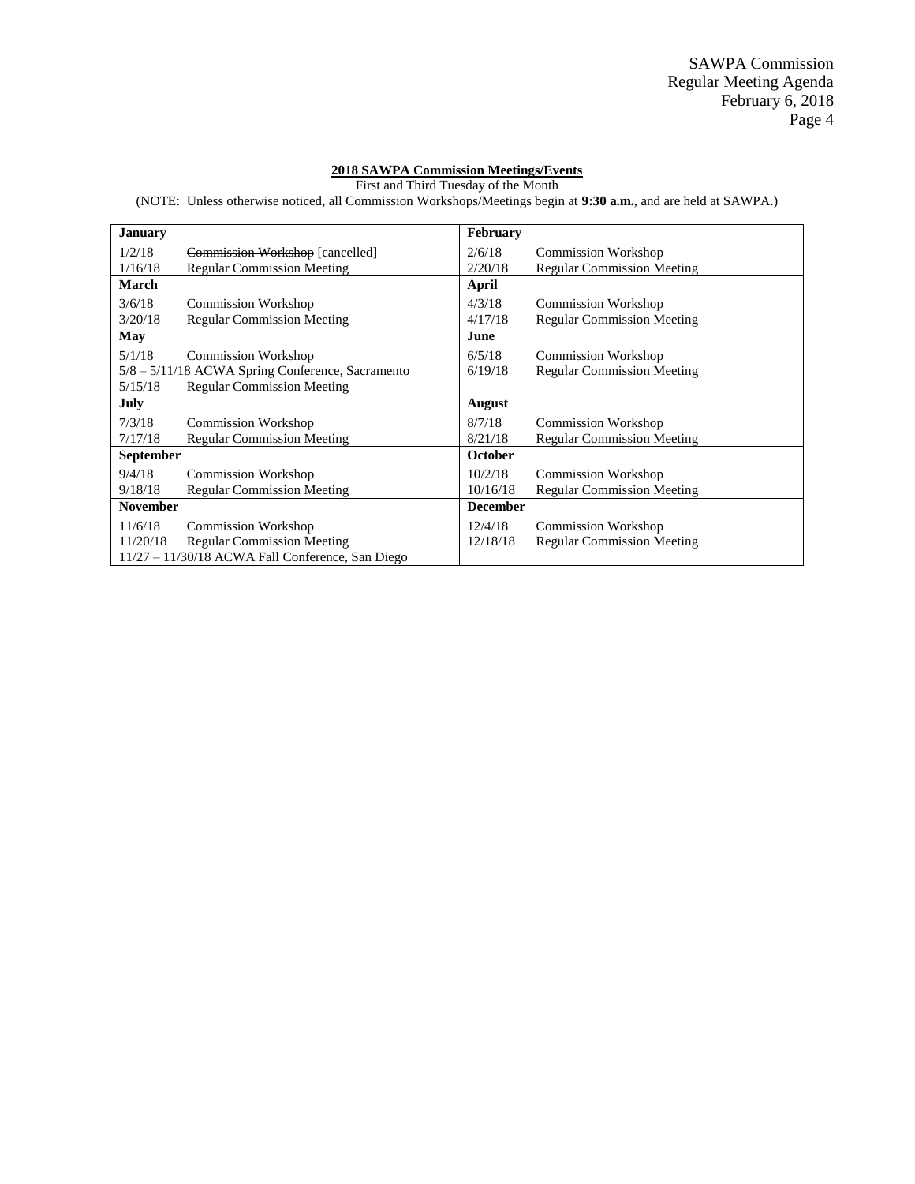**2018 SAWPA Commission Meetings/Events**

First and Third Tuesday of the Month

(NOTE: Unless otherwise noticed, all Commission Workshops/Meetings begin at **9:30 a.m.**, and are held at SAWPA.)

| | | | |
|---|---|---|---|
| **January** | | **February** | |
| 1/2/18 | ~~Commission Workshop~~ [cancelled] | 2/6/18 | Commission Workshop |
| 1/16/18 | Regular Commission Meeting | 2/20/18 | Regular Commission Meeting |
| **March** | | **April** | |
| 3/6/18 | Commission Workshop | 4/3/18 | Commission Workshop |
| 3/20/18 | Regular Commission Meeting | 4/17/18 | Regular Commission Meeting |
| **May** | | **June** | |
| 5/1/18 | Commission Workshop | 6/5/18 | Commission Workshop |
| 5/8 – 5/11/18 | ACWA Spring Conference, Sacramento | 6/19/18 | Regular Commission Meeting |
| 5/15/18 | Regular Commission Meeting | | |
| **July** | | **August** | |
| 7/3/18 | Commission Workshop | 8/7/18 | Commission Workshop |
| 7/17/18 | Regular Commission Meeting | 8/21/18 | Regular Commission Meeting |
| **September** | | **October** | |
| 9/4/18 | Commission Workshop | 10/2/18 | Commission Workshop |
| 9/18/18 | Regular Commission Meeting | 10/16/18 | Regular Commission Meeting |
| **November** | | **December** | |
| 11/6/18 | Commission Workshop | 12/4/18 | Commission Workshop |
| 11/20/18 | Regular Commission Meeting | 12/18/18 | Regular Commission Meeting |
| 11/27 – 11/30/18 | ACWA Fall Conference, San Diego | | |